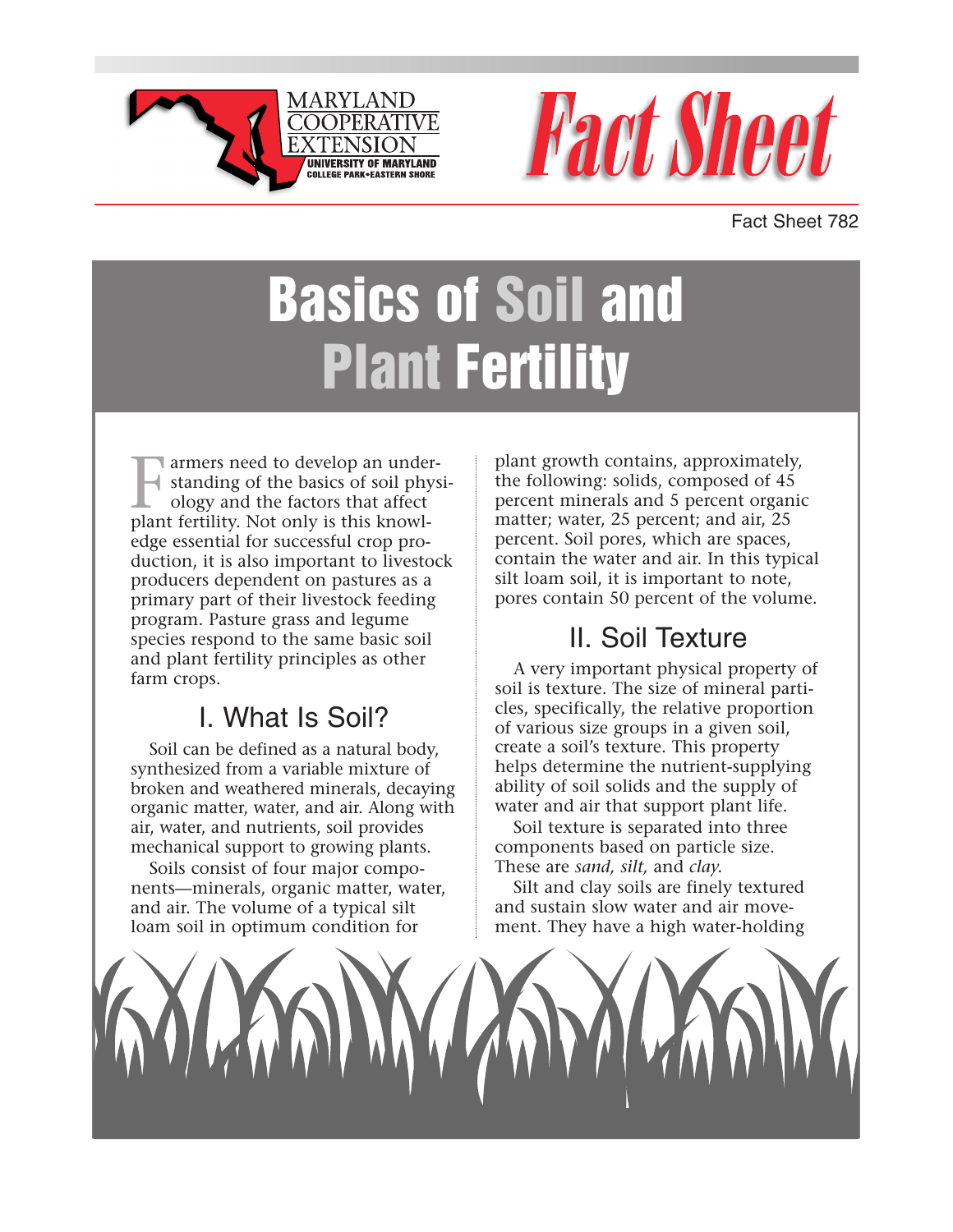MARYLAND COOPERATIVE EXTENSION
UNIVERSITY OF MARYLAND
COLLEGE PARK•EASTERN SHORE

Fact Sheet

Fact Sheet 782

# Basics of Soil and Plant Fertility

Farmers need to develop an understanding of the basics of soil physiology and the factors that affect plant fertility. Not only is this knowledge essential for successful crop production, it is also important to livestock producers dependent on pastures as a primary part of their livestock feeding program. Pasture grass and legume species respond to the same basic soil and plant fertility principles as other farm crops.

## I. What Is Soil?

Soil can be defined as a natural body, synthesized from a variable mixture of broken and weathered minerals, decaying organic matter, water, and air. Along with air, water, and nutrients, soil provides mechanical support to growing plants.

Soils consist of four major components—minerals, organic matter, water, and air. The volume of a typical silt loam soil in optimum condition for plant growth contains, approximately, the following: solids, composed of 45 percent minerals and 5 percent organic matter; water, 25 percent; and air, 25 percent. Soil pores, which are spaces, contain the water and air. In this typical silt loam soil, it is important to note, pores contain 50 percent of the volume.

## II. Soil Texture

A very important physical property of soil is texture. The size of mineral particles, specifically, the relative proportion of various size groups in a given soil, create a soil's texture. This property helps determine the nutrient-supplying ability of soil solids and the supply of water and air that support plant life.

Soil texture is separated into three components based on particle size. These are *sand, silt,* and *clay*.

Silt and clay soils are finely textured and sustain slow water and air movement. They have a high water-holding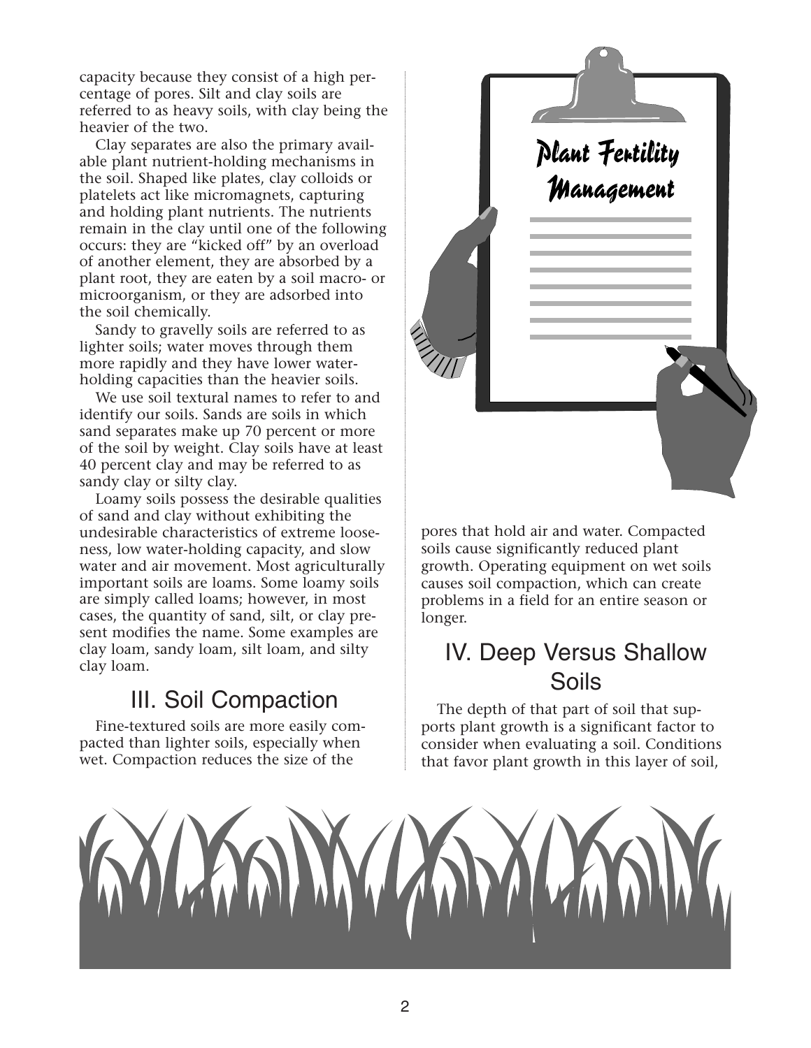capacity because they consist of a high percentage of pores. Silt and clay soils are referred to as heavy soils, with clay being the heavier of the two.

Clay separates are also the primary available plant nutrient-holding mechanisms in the soil. Shaped like plates, clay colloids or platelets act like micromagnets, capturing and holding plant nutrients. The nutrients remain in the clay until one of the following occurs: they are "kicked off" by an overload of another element, they are absorbed by a plant root, they are eaten by a soil macro- or microorganism, or they are adsorbed into the soil chemically.

Sandy to gravelly soils are referred to as lighter soils; water moves through them more rapidly and they have lower water-holding capacities than the heavier soils.

We use soil textural names to refer to and identify our soils. Sands are soils in which sand separates make up 70 percent or more of the soil by weight. Clay soils have at least 40 percent clay and may be referred to as sandy clay or silty clay.

Loamy soils possess the desirable qualities of sand and clay without exhibiting the undesirable characteristics of extreme looseness, low water-holding capacity, and slow water and air movement. Most agriculturally important soils are loams. Some loamy soils are simply called loams; however, in most cases, the quantity of sand, silt, or clay present modifies the name. Some examples are clay loam, sandy loam, silt loam, and silty clay loam.

## III. Soil Compaction

Fine-textured soils are more easily compacted than lighter soils, especially when wet. Compaction reduces the size of the pores that hold air and water. Compacted soils cause significantly reduced plant growth. Operating equipment on wet soils causes soil compaction, which can create problems in a field for an entire season or longer.

## IV. Deep Versus Shallow Soils

The depth of that part of soil that supports plant growth is a significant factor to consider when evaluating a soil. Conditions that favor plant growth in this layer of soil,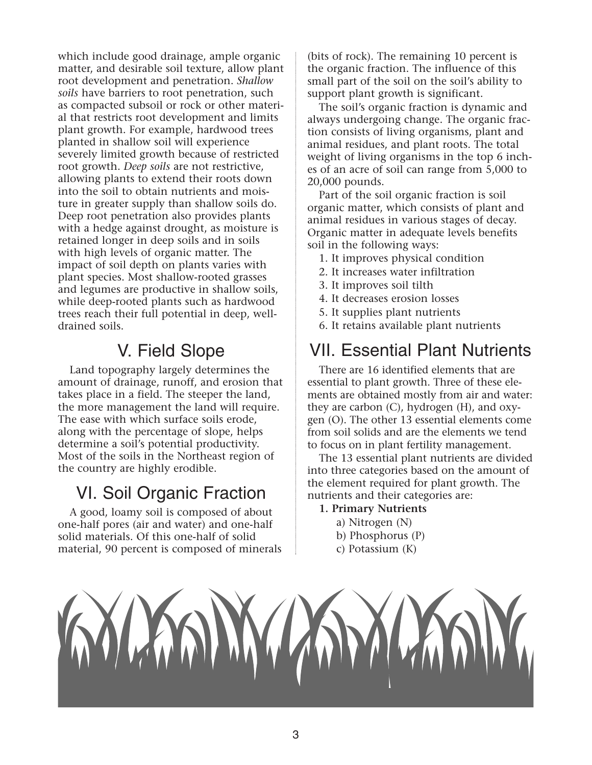which include good drainage, ample organic matter, and desirable soil texture, allow plant root development and penetration. *Shallow soils* have barriers to root penetration, such as compacted subsoil or rock or other material that restricts root development and limits plant growth. For example, hardwood trees planted in shallow soil will experience severely limited growth because of restricted root growth. *Deep soils* are not restrictive, allowing plants to extend their roots down into the soil to obtain nutrients and moisture in greater supply than shallow soils do. Deep root penetration also provides plants with a hedge against drought, as moisture is retained longer in deep soils and in soils with high levels of organic matter. The impact of soil depth on plants varies with plant species. Most shallow-rooted grasses and legumes are productive in shallow soils, while deep-rooted plants such as hardwood trees reach their full potential in deep, well-drained soils.

## V. Field Slope

Land topography largely determines the amount of drainage, runoff, and erosion that takes place in a field. The steeper the land, the more management the land will require. The ease with which surface soils erode, along with the percentage of slope, helps determine a soil's potential productivity. Most of the soils in the Northeast region of the country are highly erodible.

## VI. Soil Organic Fraction

A good, loamy soil is composed of about one-half pores (air and water) and one-half solid materials. Of this one-half of solid material, 90 percent is composed of minerals (bits of rock). The remaining 10 percent is the organic fraction. The influence of this small part of the soil on the soil's ability to support plant growth is significant.

The soil's organic fraction is dynamic and always undergoing change. The organic fraction consists of living organisms, plant and animal residues, and plant roots. The total weight of living organisms in the top 6 inches of an acre of soil can range from 5,000 to 20,000 pounds.

Part of the soil organic fraction is soil organic matter, which consists of plant and animal residues in various stages of decay. Organic matter in adequate levels benefits soil in the following ways:

1. It improves physical condition
2. It increases water infiltration
3. It improves soil tilth
4. It decreases erosion losses
5. It supplies plant nutrients
6. It retains available plant nutrients

## VII. Essential Plant Nutrients

There are 16 identified elements that are essential to plant growth. Three of these elements are obtained mostly from air and water: they are carbon (C), hydrogen (H), and oxygen (O). The other 13 essential elements come from soil solids and are the elements we tend to focus on in plant fertility management.

The 13 essential plant nutrients are divided into three categories based on the amount of the element required for plant growth. The nutrients and their categories are:

1. **Primary Nutrients**
   a) Nitrogen (N)
   b) Phosphorus (P)
   c) Potassium (K)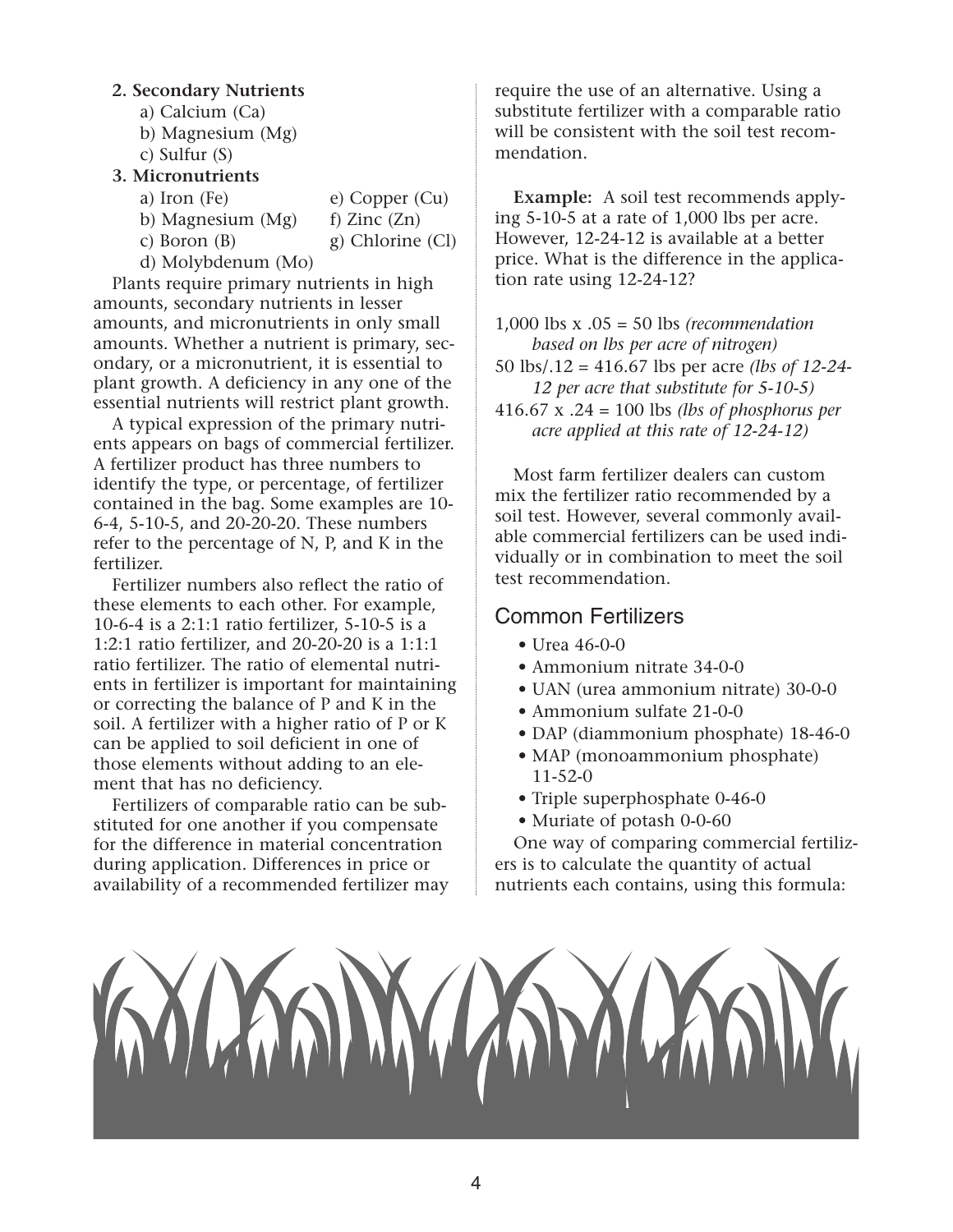2. **Secondary Nutrients**
    a) Calcium (Ca)
    b) Magnesium (Mg)
    c) Sulfur (S)
3. **Micronutrients**
    a) Iron (Fe)
    b) Magnesium (Mg)
    c) Boron (B)
    d) Molybdenum (Mo)
    e) Copper (Cu)
    f) Zinc (Zn)
    g) Chlorine (Cl)

Plants require primary nutrients in high amounts, secondary nutrients in lesser amounts, and micronutrients in only small amounts. Whether a nutrient is primary, secondary, or a micronutrient, it is essential to plant growth. A deficiency in any one of the essential nutrients will restrict plant growth.

A typical expression of the primary nutrients appears on bags of commercial fertilizer. A fertilizer product has three numbers to identify the type, or percentage, of fertilizer contained in the bag. Some examples are 10-6-4, 5-10-5, and 20-20-20. These numbers refer to the percentage of N, P, and K in the fertilizer.

Fertilizer numbers also reflect the ratio of these elements to each other. For example, 10-6-4 is a 2:1:1 ratio fertilizer, 5-10-5 is a 1:2:1 ratio fertilizer, and 20-20-20 is a 1:1:1 ratio fertilizer. The ratio of elemental nutrients in fertilizer is important for maintaining or correcting the balance of P and K in the soil. A fertilizer with a higher ratio of P or K can be applied to soil deficient in one of those elements without adding to an element that has no deficiency.

Fertilizers of comparable ratio can be substituted for one another if you compensate for the difference in material concentration during application. Differences in price or availability of a recommended fertilizer may require the use of an alternative. Using a substitute fertilizer with a comparable ratio will be consistent with the soil test recommendation.

**Example:** A soil test recommends applying 5-10-5 at a rate of 1,000 lbs per acre. However, 12-24-12 is available at a better price. What is the difference in the application rate using 12-24-12?

1,000 lbs x .05 = 50 lbs *(recommendation based on lbs per acre of nitrogen)*
50 lbs/.12 = 416.67 lbs per acre *(lbs of 12-24-12 per acre that substitute for 5-10-5)*
416.67 x .24 = 100 lbs *(lbs of phosphorus per acre applied at this rate of 12-24-12)*

Most farm fertilizer dealers can custom mix the fertilizer ratio recommended by a soil test. However, several commonly available commercial fertilizers can be used individually or in combination to meet the soil test recommendation.

## Common Fertilizers

- Urea 46-0-0
- Ammonium nitrate 34-0-0
- UAN (urea ammonium nitrate) 30-0-0
- Ammonium sulfate 21-0-0
- DAP (diammonium phosphate) 18-46-0
- MAP (monoammonium phosphate) 11-52-0
- Triple superphosphate 0-46-0
- Muriate of potash 0-0-60

One way of comparing commercial fertilizers is to calculate the quantity of actual nutrients each contains, using this formula: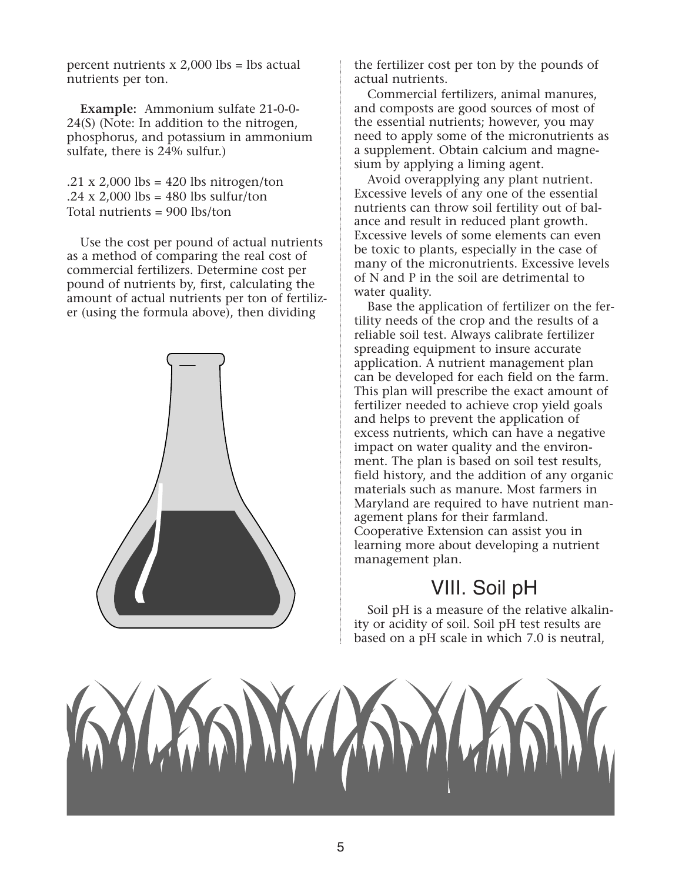percent nutrients x 2,000 lbs = lbs actual nutrients per ton.

**Example:** Ammonium sulfate 21-0-0-24(S) (Note: In addition to the nitrogen, phosphorus, and potassium in ammonium sulfate, there is 24% sulfur.)

.21 x 2,000 lbs = 420 lbs nitrogen/ton
.24 x 2,000 lbs = 480 lbs sulfur/ton
Total nutrients = 900 lbs/ton

Use the cost per pound of actual nutrients as a method of comparing the real cost of commercial fertilizers. Determine cost per pound of nutrients by, first, calculating the amount of actual nutrients per ton of fertilizer (using the formula above), then dividing the fertilizer cost per ton by the pounds of actual nutrients.

Commercial fertilizers, animal manures, and composts are good sources of most of the essential nutrients; however, you may need to apply some of the micronutrients as a supplement. Obtain calcium and magnesium by applying a liming agent.

Avoid overapplying any plant nutrient. Excessive levels of any one of the essential nutrients can throw soil fertility out of balance and result in reduced plant growth. Excessive levels of some elements can even be toxic to plants, especially in the case of many of the micronutrients. Excessive levels of N and P in the soil are detrimental to water quality.

Base the application of fertilizer on the fertility needs of the crop and the results of a reliable soil test. Always calibrate fertilizer spreading equipment to insure accurate application. A nutrient management plan can be developed for each field on the farm. This plan will prescribe the exact amount of fertilizer needed to achieve crop yield goals and helps to prevent the application of excess nutrients, which can have a negative impact on water quality and the environment. The plan is based on soil test results, field history, and the addition of any organic materials such as manure. Most farmers in Maryland are required to have nutrient management plans for their farmland. Cooperative Extension can assist you in learning more about developing a nutrient management plan.

## VIII. Soil pH

Soil pH is a measure of the relative alkalinity or acidity of soil. Soil pH test results are based on a pH scale in which 7.0 is neutral,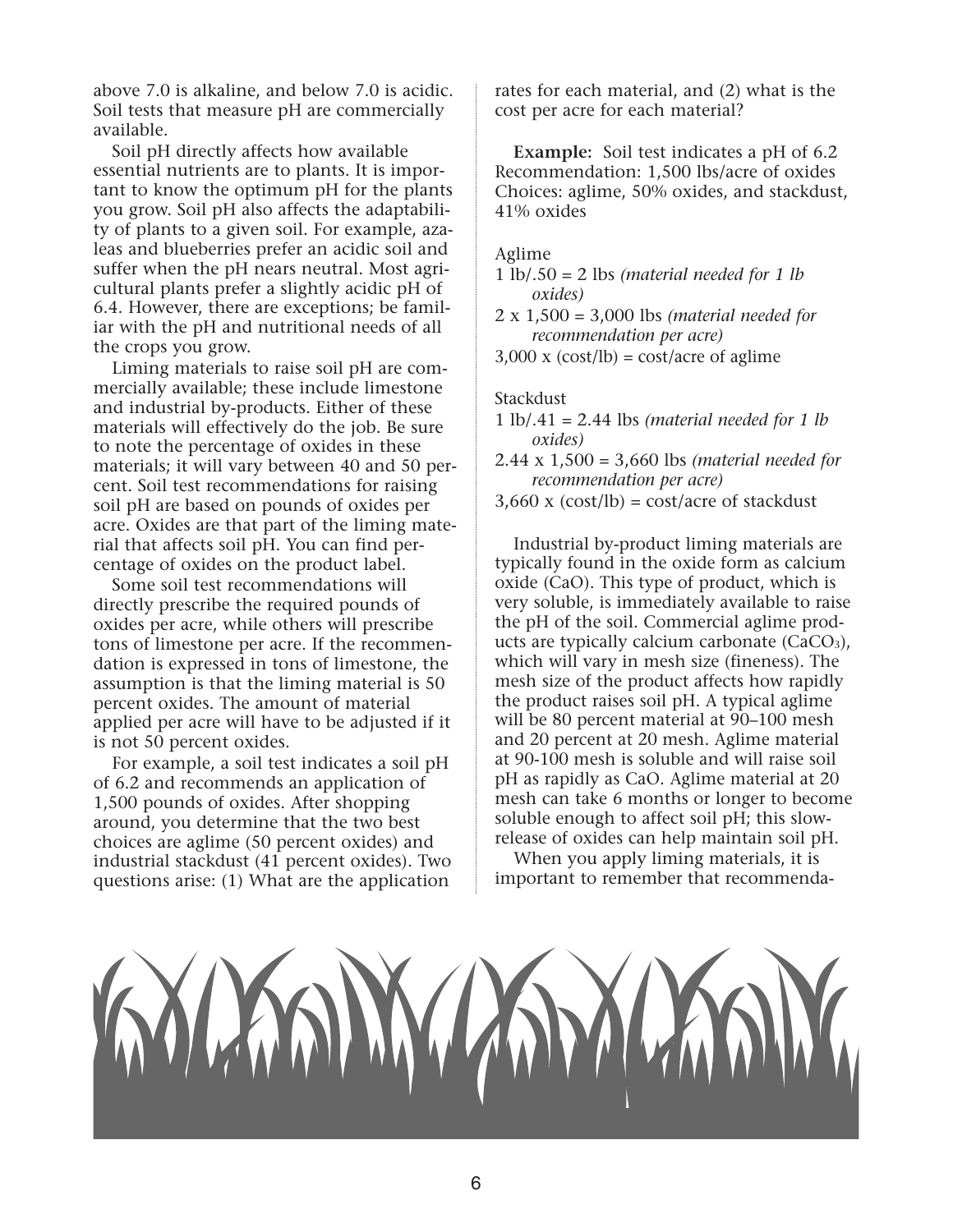above 7.0 is alkaline, and below 7.0 is acidic. Soil tests that measure pH are commercially available.

Soil pH directly affects how available essential nutrients are to plants. It is important to know the optimum pH for the plants you grow. Soil pH also affects the adaptability of plants to a given soil. For example, azaleas and blueberries prefer an acidic soil and suffer when the pH nears neutral. Most agricultural plants prefer a slightly acidic pH of 6.4. However, there are exceptions; be familiar with the pH and nutritional needs of all the crops you grow.

Liming materials to raise soil pH are commercially available; these include limestone and industrial by-products. Either of these materials will effectively do the job. Be sure to note the percentage of oxides in these materials; it will vary between 40 and 50 percent. Soil test recommendations for raising soil pH are based on pounds of oxides per acre. Oxides are that part of the liming material that affects soil pH. You can find percentage of oxides on the product label.

Some soil test recommendations will directly prescribe the required pounds of oxides per acre, while others will prescribe tons of limestone per acre. If the recommendation is expressed in tons of limestone, the assumption is that the liming material is 50 percent oxides. The amount of material applied per acre will have to be adjusted if it is not 50 percent oxides.

For example, a soil test indicates a soil pH of 6.2 and recommends an application of 1,500 pounds of oxides. After shopping around, you determine that the two best choices are aglime (50 percent oxides) and industrial stackdust (41 percent oxides). Two questions arise: (1) What are the application rates for each material, and (2) what is the cost per acre for each material?

**Example:** Soil test indicates a pH of 6.2
Recommendation: 1,500 lbs/acre of oxides
Choices: aglime, 50% oxides, and stackdust, 41% oxides

Aglime

1 lb/.50 = 2 lbs *(material needed for 1 lb oxides)*

2 x 1,500 = 3,000 lbs *(material needed for recommendation per acre)*

3,000 x (cost/lb) = cost/acre of aglime

Stackdust

1 lb/.41 = 2.44 lbs *(material needed for 1 lb oxides)*

2.44 x 1,500 = 3,660 lbs *(material needed for recommendation per acre)*

3,660 x (cost/lb) = cost/acre of stackdust

Industrial by-product liming materials are typically found in the oxide form as calcium oxide ($CaO$). This type of product, which is very soluble, is immediately available to raise the pH of the soil. Commercial aglime products are typically calcium carbonate ($CaCO_3$), which will vary in mesh size (fineness). The mesh size of the product affects how rapidly the product raises soil pH. A typical aglime will be 80 percent material at 90–100 mesh and 20 percent at 20 mesh. Aglime material at 90-100 mesh is soluble and will raise soil pH as rapidly as $CaO$. Aglime material at 20 mesh can take 6 months or longer to become soluble enough to affect soil pH; this slow-release of oxides can help maintain soil pH.

When you apply liming materials, it is important to remember that recommenda-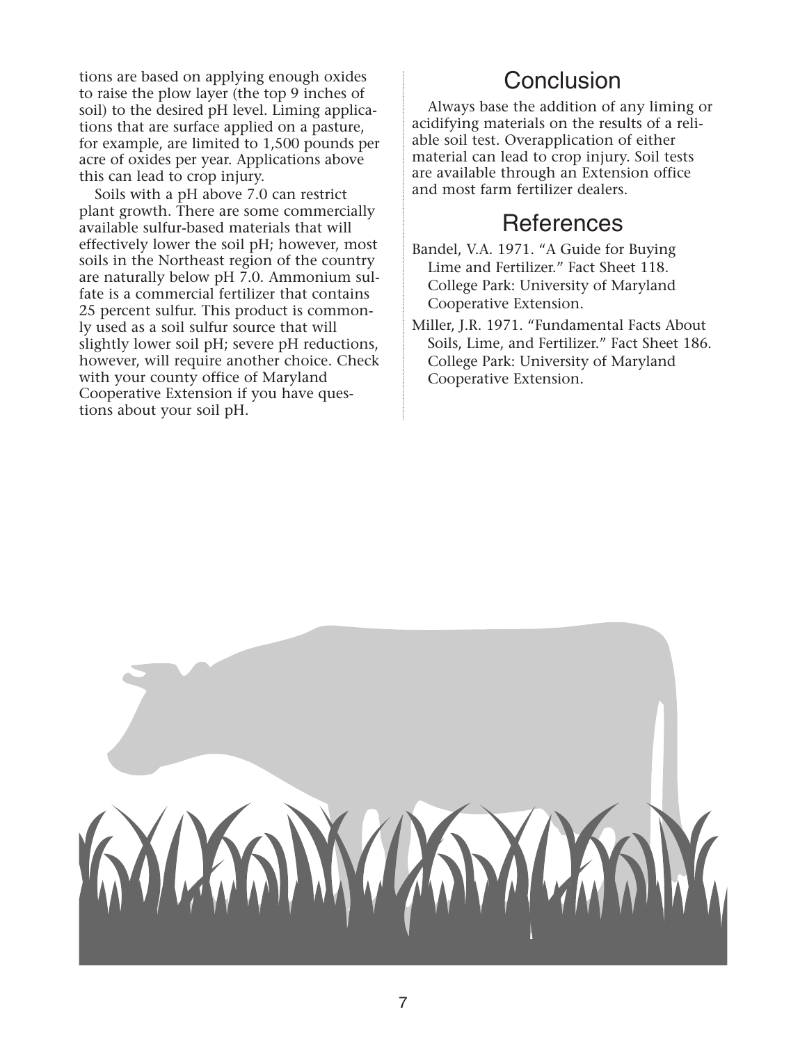tions are based on applying enough oxides to raise the plow layer (the top 9 inches of soil) to the desired pH level. Liming applications that are surface applied on a pasture, for example, are limited to 1,500 pounds per acre of oxides per year. Applications above this can lead to crop injury.

Soils with a pH above 7.0 can restrict plant growth. There are some commercially available sulfur-based materials that will effectively lower the soil pH; however, most soils in the Northeast region of the country are naturally below pH 7.0. Ammonium sulfate is a commercial fertilizer that contains 25 percent sulfur. This product is commonly used as a soil sulfur source that will slightly lower soil pH; severe pH reductions, however, will require another choice. Check with your county office of Maryland Cooperative Extension if you have questions about your soil pH.

## Conclusion

Always base the addition of any liming or acidifying materials on the results of a reliable soil test. Overapplication of either material can lead to crop injury. Soil tests are available through an Extension office and most farm fertilizer dealers.

## References

Bandel, V.A. 1971. "A Guide for Buying Lime and Fertilizer." Fact Sheet 118. College Park: University of Maryland Cooperative Extension.

Miller, J.R. 1971. "Fundamental Facts About Soils, Lime, and Fertilizer." Fact Sheet 186. College Park: University of Maryland Cooperative Extension.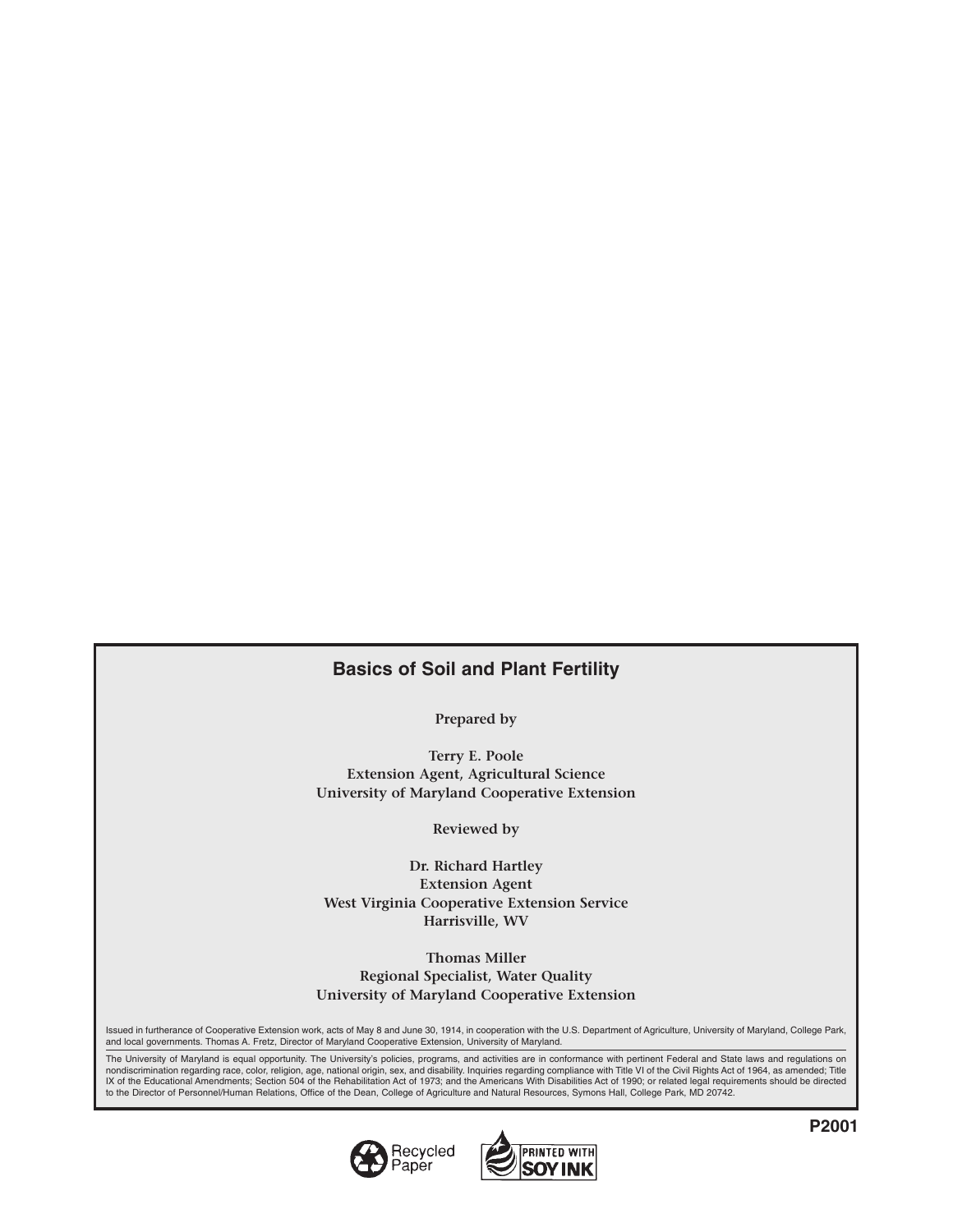## Basics of Soil and Plant Fertility

**Prepared by**

**Terry E. Poole**
**Extension Agent, Agricultural Science**
**University of Maryland Cooperative Extension**

**Reviewed by**

**Dr. Richard Hartley**
**Extension Agent**
**West Virginia Cooperative Extension Service**
**Harrisville, WV**

**Thomas Miller**
**Regional Specialist, Water Quality**
**University of Maryland Cooperative Extension**

Issued in furtherance of Cooperative Extension work, acts of May 8 and June 30, 1914, in cooperation with the U.S. Department of Agriculture, University of Maryland, College Park, and local governments. Thomas A. Fretz, Director of Maryland Cooperative Extension, University of Maryland.

The University of Maryland is equal opportunity. The University's policies, programs, and activities are in conformance with pertinent Federal and State laws and regulations on nondiscrimination regarding race, color, religion, age, national origin, sex, and disability. Inquiries regarding compliance with Title VI of the Civil Rights Act of 1964, as amended; Title IX of the Educational Amendments; Section 504 of the Rehabilitation Act of 1973; and the Americans With Disabilities Act of 1990; or related legal requirements should be directed to the Director of Personnel/Human Relations, Office of the Dean, College of Agriculture and Natural Resources, Symons Hall, College Park, MD 20742.

**P2001**

Recycled Paper

PRINTED WITH SOY INK